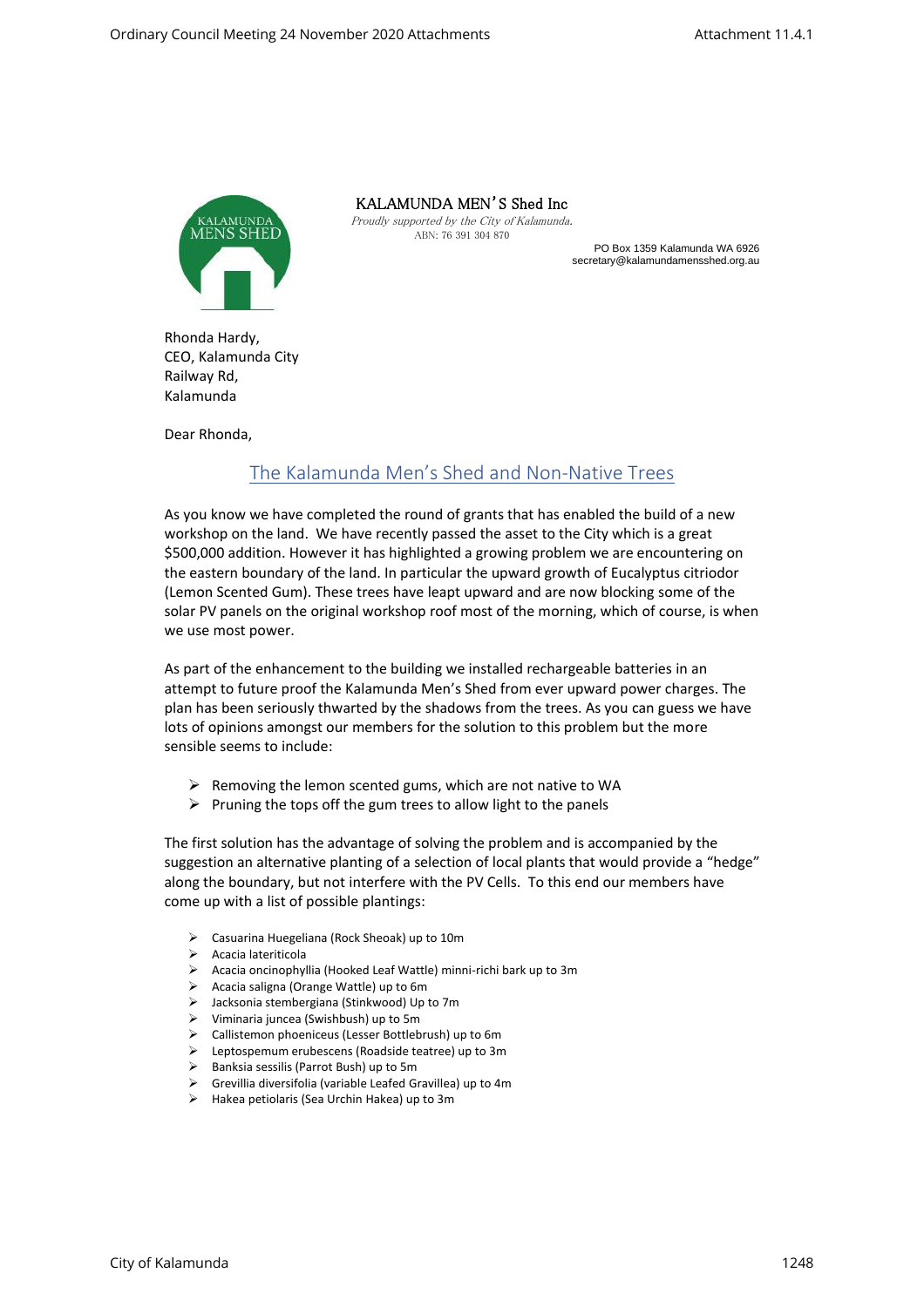KALAMUNDA MEN'S Shed Inc

*Proudly supported by the City of Kalamunda.*

ABN: 76 391 304 870

PO Box 1359 Kalamunda WA 6926
secretary@kalamundamensshed.org.au

Rhonda Hardy,
CEO, Kalamunda City
Railway Rd,
Kalamunda

Dear Rhonda,

## The Kalamunda Men's Shed and Non-Native Trees

As you know we have completed the round of grants that has enabled the build of a new workshop on the land. We have recently passed the asset to the City which is a great $500,000 addition. However it has highlighted a growing problem we are encountering on the eastern boundary of the land. In particular the upward growth of Eucalyptus citriodor (Lemon Scented Gum). These trees have leapt upward and are now blocking some of the solar PV panels on the original workshop roof most of the morning, which of course, is when we use most power.

As part of the enhancement to the building we installed rechargeable batteries in an attempt to future proof the Kalamunda Men's Shed from ever upward power charges. The plan has been seriously thwarted by the shadows from the trees. As you can guess we have lots of opinions amongst our members for the solution to this problem but the more sensible seems to include:

- Removing the lemon scented gums, which are not native to WA
- Pruning the tops off the gum trees to allow light to the panels

The first solution has the advantage of solving the problem and is accompanied by the suggestion an alternative planting of a selection of local plants that would provide a "hedge" along the boundary, but not interfere with the PV Cells. To this end our members have come up with a list of possible plantings:

- Casuarina Huegeliana (Rock Sheoak) up to 10m
- Acacia lateriticola
- Acacia oncinophyllia (Hooked Leaf Wattle) minni-richi bark up to 3m
- Acacia saligna (Orange Wattle) up to 6m
- Jacksonia stembergiana (Stinkwood) Up to 7m
- Viminaria juncea (Swishbush) up to 5m
- Callistemon phoeniceus (Lesser Bottlebrush) up to 6m
- Leptospemum erubescens (Roadside teatree) up to 3m
- Banksia sessilis (Parrot Bush) up to 5m
- Grevillia diversifolia (variable Leafed Gravillea) up to 4m
- Hakea petiolaris (Sea Urchin Hakea) up to 3m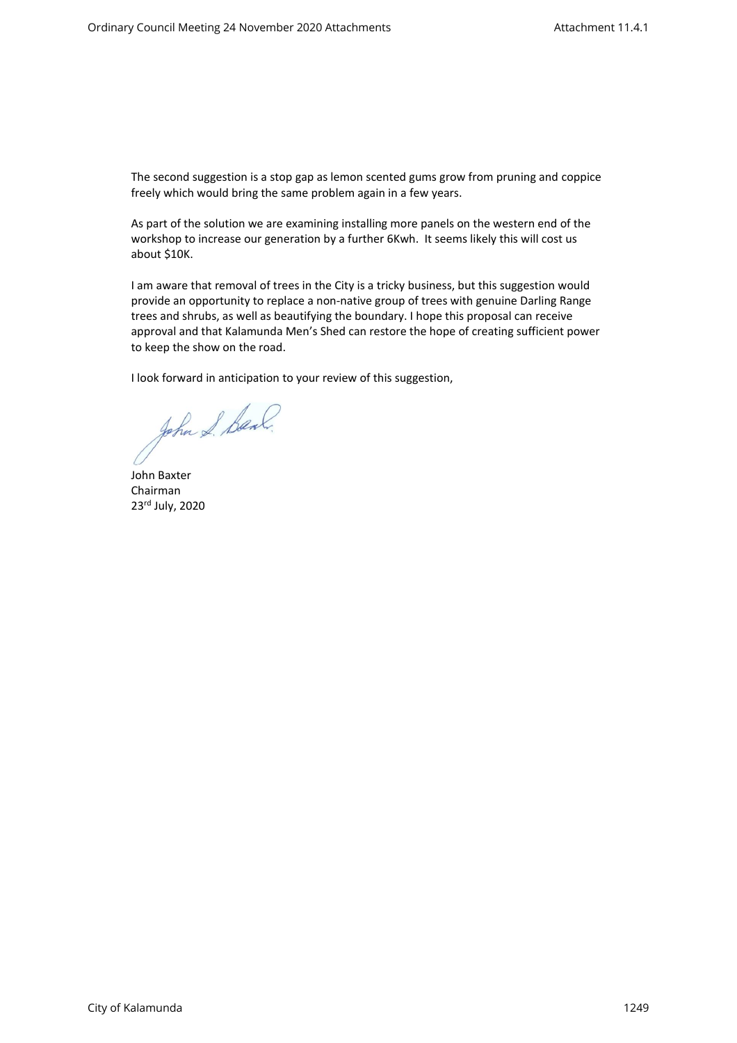The second suggestion is a stop gap as lemon scented gums grow from pruning and coppice freely which would bring the same problem again in a few years.

As part of the solution we are examining installing more panels on the western end of the workshop to increase our generation by a further 6Kwh. It seems likely this will cost us about $10K.

I am aware that removal of trees in the City is a tricky business, but this suggestion would provide an opportunity to replace a non-native group of trees with genuine Darling Range trees and shrubs, as well as beautifying the boundary. I hope this proposal can receive approval and that Kalamunda Men's Shed can restore the hope of creating sufficient power to keep the show on the road.

I look forward in anticipation to your review of this suggestion,

John Baxter
Chairman
23rd July, 2020